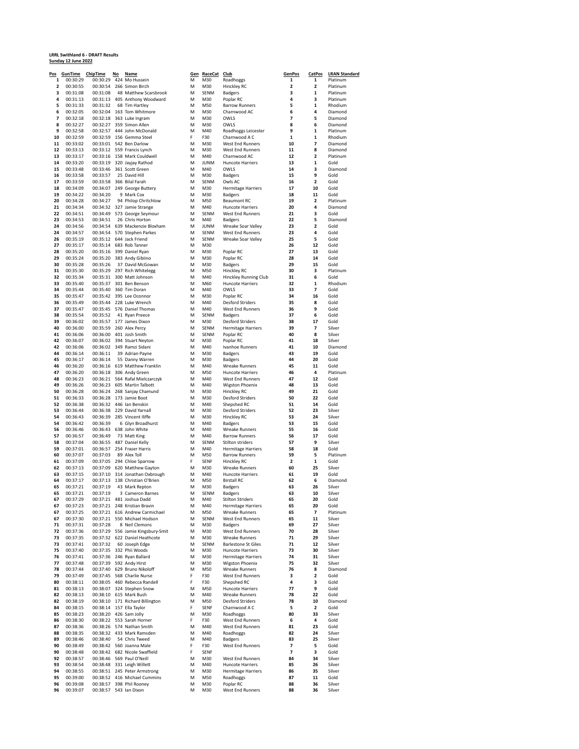**LRRL Swithland 6 - DRAFT Results**

**Sunday 12 June 2022**

| Pos | GunTime | ChipTime | No | Name | Gen | RaceCat | Club | GenPos | CatPos | LRAN Standard |
|---|---|---|---|---|---|---|---|---|---|---|
| 1 | 00:30:29 | 00:30:29 | 424 | Mo Hussein | M | M30 | Roadhoggs | 1 | 1 | Platinum |
| 2 | 00:30:55 | 00:30:54 | 266 | Simon Birch | M | M30 | Hinckley RC | 2 | 2 | Platinum |
| 3 | 00:31:08 | 00:31:08 | 48 | Matthew Scarsbrook | M | SENM | Badgers | 3 | 1 | Platinum |
| 4 | 00:31:13 | 00:31:13 | 405 | Anthony Woodward | M | M30 | Poplar RC | 4 | 3 | Platinum |
| 5 | 00:31:33 | 00:31:32 | 68 | Tim Hartley | M | M50 | Barrow Runners | 5 | 1 | Rhodium |
| 6 | 00:32:05 | 00:32:04 | 163 | Tom Whitmore | M | M30 | Charnwood AC | 6 | 4 | Diamond |
| 7 | 00:32:18 | 00:32:18 | 363 | Luke Ingram | M | M30 | OWLS | 7 | 5 | Diamond |
| 8 | 00:32:27 | 00:32:27 | 359 | Simon Allen | M | M30 | OWLS | 8 | 6 | Diamond |
| 9 | 00:32:58 | 00:32:57 | 444 | John McDonald | M | M40 | Roadhoggs Leicester | 9 | 1 | Platinum |
| 10 | 00:32:59 | 00:32:59 | 156 | Gemma Steel | F | F30 | Charnwood A C | 1 | 1 | Rhodium |
| 11 | 00:33:02 | 00:33:01 | 542 | Ben Darlow | M | M30 | West End Runners | 10 | 7 | Diamond |
| 12 | 00:33:13 | 00:33:12 | 559 | Francis Lynch | M | M30 | West End Runners | 11 | 8 | Diamond |
| 13 | 00:33:17 | 00:33:16 | 158 | Mark Couldwell | M | M40 | Charnwood AC | 12 | 2 | Platinum |
| 14 | 00:33:20 | 00:33:19 | 320 | Jayjay Rathod | M | JUNM | Huncote Harriers | 13 | 1 | Gold |
| 15 | 00:33:48 | 00:33:46 | 361 | Scott Green | M | M40 | OWLS | 14 | 3 | Diamond |
| 16 | 00:33:58 | 00:33:57 | 25 | David Hill | M | M30 | Badgers | 15 | 9 | Gold |
| 17 | 00:33:59 | 00:33:58 | 366 | Bilal Farah | M | SENM | Owls AC | 16 | 2 | Gold |
| 18 | 00:34:09 | 00:34:07 | 249 | George Buttery | M | M30 | Hermitage Harriers | 17 | 10 | Gold |
| 19 | 00:34:22 | 00:34:20 | 9 | Mark Cox | M | M30 | Badgers | 18 | 11 | Gold |
| 20 | 00:34:28 | 00:34:27 | 94 | Philop Critchlow | M | M50 | Beaumont RC | 19 | 2 | Platinum |
| 21 | 00:34:34 | 00:34:32 | 327 | Jamie Strange | M | M40 | Huncote Harriers | 20 | 4 | Diamond |
| 22 | 00:34:51 | 00:34:49 | 573 | George Seymour | M | SENM | West End Runners | 21 | 3 | Gold |
| 23 | 00:34:53 | 00:34:51 | 26 | Chris Horton | M | M40 | Badgers | 22 | 5 | Diamond |
| 24 | 00:34:56 | 00:34:54 | 639 | Mackenzie Bloxham | M | JUNM | Wreake Soar Valley | 23 | 2 | Gold |
| 24 | 00:34:57 | 00:34:54 | 570 | Stephen Parkes | M | SENM | West End Runners | 23 | 4 | Gold |
| 26 | 00:35:19 | 00:35:12 | 644 | Jack Friend | M | SENM | Wreake Soar Valley | 25 | 5 | Gold |
| 27 | 00:35:17 | 00:35:14 | 683 | Rob Tanner | M | M30 |  | 26 | 12 | Gold |
| 28 | 00:35:20 | 00:35:16 | 399 | Daniel Ryan | M | M30 | Poplar RC | 27 | 13 | Gold |
| 29 | 00:35:24 | 00:35:20 | 383 | Andy Gibiino | M | M30 | Poplar RC | 28 | 14 | Gold |
| 30 | 00:35:28 | 00:35:26 | 37 | David McGowan | M | M30 | Badgers | 29 | 15 | Gold |
| 31 | 00:35:30 | 00:35:29 | 297 | Rich Whitelegg | M | M50 | Hinckley RC | 30 | 3 | Platinum |
| 32 | 00:35:34 | 00:35:31 | 300 | Matt Johnson | M | M40 | Hinckley Running Club | 31 | 6 | Gold |
| 33 | 00:35:40 | 00:35:37 | 301 | Ben Benson | M | M60 | Huncote Harriers | 32 | 1 | Rhodium |
| 34 | 00:35:44 | 00:35:40 | 360 | Tim Doran | M | M40 | OWLS | 33 | 7 | Gold |
| 35 | 00:35:47 | 00:35:42 | 395 | Lee Oconnor | M | M30 | Poplar RC | 34 | 16 | Gold |
| 36 | 00:35:49 | 00:35:44 | 228 | Luke Wrench | M | M40 | Desford Striders | 35 | 8 | Gold |
| 37 | 00:35:47 | 00:35:45 | 576 | Daniel Thomas | M | M40 | West End Runners | 36 | 9 | Gold |
| 38 | 00:35:54 | 00:35:52 | 41 | Ryan Preece | M | SENM | Badgers | 37 | 6 | Gold |
| 39 | 00:36:02 | 00:35:57 | 177 | James Dixon | M | M30 | Desford Striders | 38 | 17 | Gold |
| 40 | 00:36:00 | 00:35:59 | 260 | Alex Percy | M | SENM | Hermitage Harriers | 39 | 7 | Silver |
| 41 | 00:36:06 | 00:36:00 | 401 | Josh Smith | M | SENM | Poplar RC | 40 | 8 | Silver |
| 42 | 00:36:07 | 00:36:02 | 394 | Stuart Neyton | M | M30 | Poplar RC | 41 | 18 | Silver |
| 42 | 00:36:06 | 00:36:02 | 349 | Ramzi Sidani | M | M40 | Ivanhoe Runners | 41 | 10 | Diamond |
| 44 | 00:36:14 | 00:36:11 | 39 | Adrian Payne | M | M30 | Badgers | 43 | 19 | Gold |
| 45 | 00:36:17 | 00:36:14 | 55 | Danny Warren | M | M30 | Badgers | 44 | 20 | Gold |
| 46 | 00:36:20 | 00:36:16 | 619 | Matthew Franklin | M | M40 | Wreake Runners | 45 | 11 | Gold |
| 47 | 00:36:20 | 00:36:18 | 306 | Andy Green | M | M50 | Huncote Harriers | 46 | 4 | Platinum |
| 48 | 00:36:23 | 00:36:21 | 564 | Rafal Mielczarczyk | M | M40 | West End Runners | 47 | 12 | Gold |
| 49 | 00:36:26 | 00:36:23 | 605 | Martin Talbott | M | M40 | Wigston Phoenix | 48 | 13 | Gold |
| 50 | 00:36:28 | 00:36:24 | 268 | Sanjay Chamund | M | M30 | Hinckley RC | 49 | 21 | Gold |
| 51 | 00:36:33 | 00:36:28 | 173 | Jamie Boot | M | M30 | Desford Striders | 50 | 22 | Gold |
| 52 | 00:36:38 | 00:36:32 | 446 | Ian Benskin | M | M40 | Shepshed RC | 51 | 14 | Gold |
| 53 | 00:36:44 | 00:36:38 | 229 | David Yarnall | M | M30 | Desford Striders | 52 | 23 | Silver |
| 54 | 00:36:43 | 00:36:39 | 285 | Vincent Iliffe | M | M30 | Hinckley RC | 53 | 24 | Silver |
| 54 | 00:36:42 | 00:36:39 | 6 | Glyn Broadhurst | M | M40 | Badgers | 53 | 15 | Gold |
| 56 | 00:36:46 | 00:36:43 | 638 | John White | M | M40 | Wreake Runners | 55 | 16 | Gold |
| 57 | 00:36:57 | 00:36:49 | 73 | Matt King | M | M40 | Barrow Runners | 56 | 17 | Gold |
| 58 | 00:37:04 | 00:36:55 | 487 | Daniel Kelly | M | SENM | Stilton striders | 57 | 9 | Silver |
| 59 | 00:37:01 | 00:36:57 | 254 | Fraser Harris | M | M40 | Hermitage Harriers | 58 | 18 | Gold |
| 60 | 00:37:07 | 00:37:03 | 89 | Alex Toll | M | M50 | Barrow Runners | 59 | 5 | Platinum |
| 61 | 00:37:09 | 00:37:05 | 294 | Chloe Sparrow | F | SENF | Hinckley RC | 2 | 1 | Gold |
| 62 | 00:37:13 | 00:37:09 | 620 | Matthew Gayton | M | M30 | Wreake Runners | 60 | 25 | Silver |
| 63 | 00:37:15 | 00:37:10 | 314 | Jonathan Oxbrough | M | M40 | Huncote Harriers | 61 | 19 | Gold |
| 64 | 00:37:17 | 00:37:13 | 138 | Christian O'Brien | M | M50 | Birstall RC | 62 | 6 | Diamond |
| 65 | 00:37:21 | 00:37:19 | 43 | Mark Repton | M | M30 | Badgers | 63 | 26 | Silver |
| 65 | 00:37:21 | 00:37:19 | 3 | Cameron Barnes | M | SENM | Badgers | 63 | 10 | Silver |
| 67 | 00:37:29 | 00:37:21 | 481 | Joshua Dadd | M | M40 | Stilton Striders | 65 | 20 | Gold |
| 67 | 00:37:23 | 00:37:21 | 248 | Kristian Bravin | M | M40 | Hermitage Harriers | 65 | 20 | Gold |
| 67 | 00:37:25 | 00:37:21 | 616 | Andrew Carmichael | M | M50 | Wreake Runners | 65 | 7 | Platinum |
| 67 | 00:37:30 | 00:37:21 | 550 | Michael Hodson | M | SENM | West End Runners | 65 | 11 | Silver |
| 71 | 00:37:31 | 00:37:28 | 8 | Neil Clemons | M | M30 | Badgers | 69 | 27 | Silver |
| 72 | 00:37:36 | 00:37:29 | 556 | Jamie Kingsbury-Smit | M | M30 | West End Runners | 70 | 28 | Silver |
| 73 | 00:37:35 | 00:37:32 | 622 | Daniel Heathcote | M | M30 | Wreake Runners | 71 | 29 | Silver |
| 73 | 00:37:41 | 00:37:32 | 60 | Joseph Edge | M | SENM | Barlestone St Giles | 71 | 12 | Silver |
| 75 | 00:37:40 | 00:37:35 | 332 | Phii Woods | M | M30 | Huncote Harriers | 73 | 30 | Silver |
| 76 | 00:37:41 | 00:37:36 | 246 | Ryan Ballard | M | M30 | Hermitage Harriers | 74 | 31 | Silver |
| 77 | 00:37:48 | 00:37:39 | 592 | Andy Hirst | M | M30 | Wigston Phoenix | 75 | 32 | Silver |
| 78 | 00:37:44 | 00:37:40 | 629 | Bruno Nikoloff | M | M50 | Wreake Runners | 76 | 8 | Diamond |
| 79 | 00:37:49 | 00:37:45 | 568 | Charlie Nurse | F | F30 | West End Runners | 3 | 2 | Gold |
| 80 | 00:38:11 | 00:38:05 | 460 | Rebecca Randell | F | F30 | Shepshed RC | 4 | 3 | Gold |
| 81 | 00:38:13 | 00:38:07 | 324 | Stephen Snow | M | M50 | Huncote Harriers | 77 | 9 | Gold |
| 82 | 00:38:13 | 00:38:10 | 615 | Mark Bush | M | M40 | Wreake Runners | 78 | 22 | Gold |
| 82 | 00:38:19 | 00:38:10 | 171 | Richard Billington | M | M50 | Desford Striders | 78 | 10 | Diamond |
| 84 | 00:38:15 | 00:38:14 | 157 | Ella Taylor | F | SENF | Charnwood A C | 5 | 2 | Gold |
| 85 | 00:38:23 | 00:38:20 | 426 | Sam Jolly | M | M30 | Roadhoggs | 80 | 33 | Silver |
| 86 | 00:38:30 | 00:38:22 | 553 | Sarah Horner | F | F30 | West End Runners | 6 | 4 | Gold |
| 87 | 00:38:36 | 00:38:26 | 574 | Nathan Smith | M | M40 | West End Runners | 81 | 23 | Gold |
| 88 | 00:38:35 | 00:38:32 | 433 | Mark Ramsden | M | M40 | Roadhoggs | 82 | 24 | Silver |
| 89 | 00:38:46 | 00:38:40 | 54 | Chris Tweed | M | M40 | Badgers | 83 | 25 | Silver |
| 90 | 00:38:49 | 00:38:42 | 560 | Joanna Male | F | F30 | West End Runners | 7 | 5 | Gold |
| 90 | 00:38:48 | 00:38:42 | 682 | Nicole Swaffield | F | SENF |  | 7 | 3 | Gold |
| 92 | 00:38:57 | 00:38:46 | 569 | Paul O'Neill | M | M30 | West End Runners | 84 | 34 | Silver |
| 93 | 00:38:54 | 00:38:48 | 331 | Leigh Willett | M | M40 | Huncote Harriers | 85 | 26 | Silver |
| 94 | 00:38:55 | 00:38:51 | 245 | Peter Armstrong | M | M30 | Hermitage Harriers | 86 | 35 | Silver |
| 95 | 00:39:00 | 00:38:52 | 416 | Michael Cummins | M | M50 | Roadhoggs | 87 | 11 | Gold |
| 96 | 00:39:08 | 00:38:57 | 398 | Phil Rooney | M | M30 | Poplar RC | 88 | 36 | Silver |
| 96 | 00:39:07 | 00:38:57 | 543 | Ian Dixon | M | M30 | West End Runners | 88 | 36 | Silver |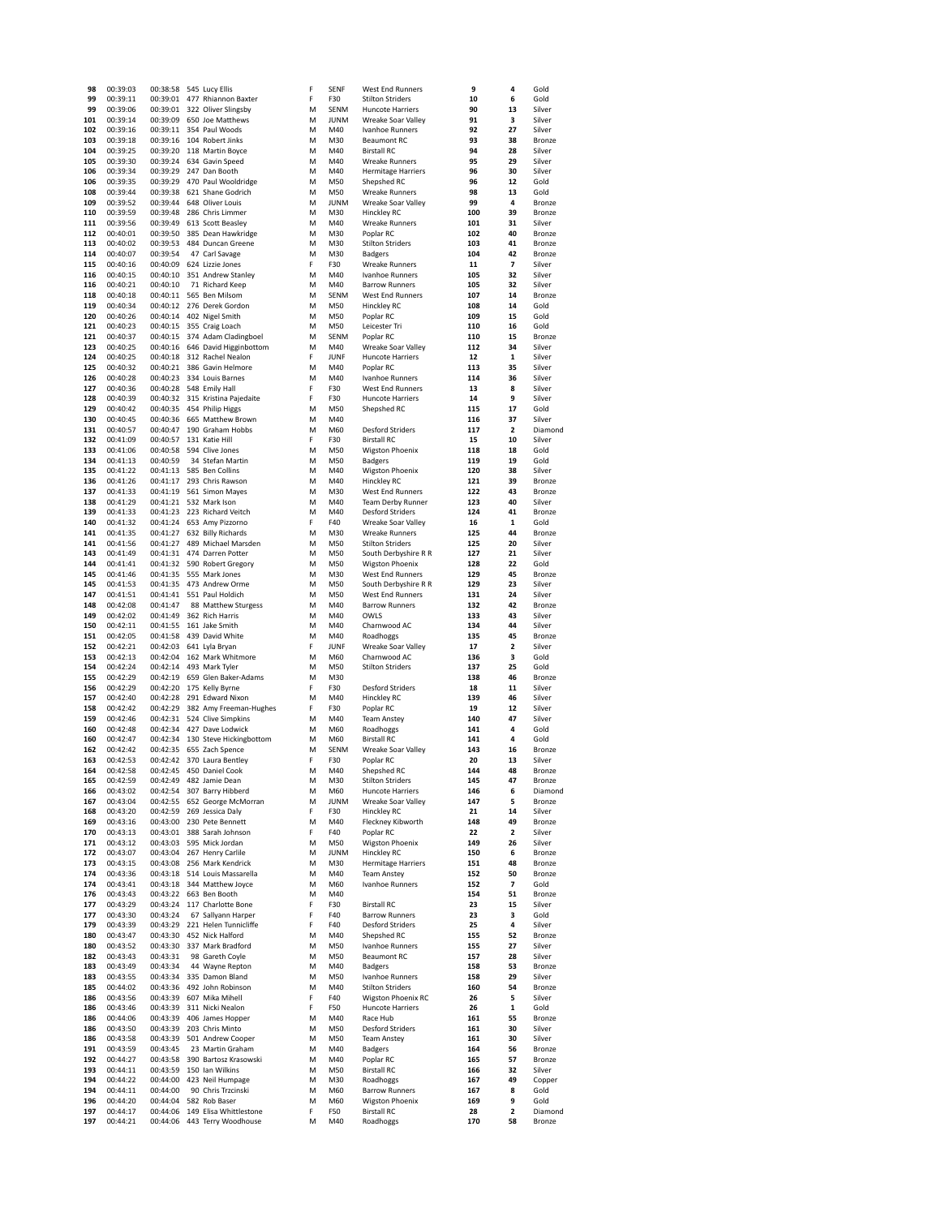| 98 | 00:39:03 | 00:38:58 | 545 | Lucy Ellis | F | SENF | West End Runners | 9 | 4 | Gold |
|---|---|---|---|---|---|---|---|---|---|---|
| 99 | 00:39:11 | 00:39:01 | 477 | Rhiannon Baxter | F | F30 | Stilton Striders | 10 | 6 | Gold |
| 99 | 00:39:06 | 00:39:01 | 322 | Oliver Slingsby | M | SENM | Huncote Harriers | 90 | 13 | Silver |
| 101 | 00:39:14 | 00:39:09 | 650 | Joe Matthews | M | JUNM | Wreake Soar Valley | 91 | 3 | Silver |
| 102 | 00:39:16 | 00:39:11 | 354 | Paul Woods | M | M40 | Ivanhoe Runners | 92 | 27 | Silver |
| 103 | 00:39:18 | 00:39:16 | 104 | Robert Jinks | M | M30 | Beaumont RC | 93 | 38 | Bronze |
| 104 | 00:39:25 | 00:39:20 | 118 | Martin Boyce | M | M40 | Birstall RC | 94 | 28 | Silver |
| 105 | 00:39:30 | 00:39:24 | 634 | Gavin Speed | M | M40 | Wreake Runners | 95 | 29 | Silver |
| 106 | 00:39:34 | 00:39:29 | 247 | Dan Booth | M | M40 | Hermitage Harriers | 96 | 30 | Silver |
| 106 | 00:39:35 | 00:39:29 | 470 | Paul Wooldridge | M | M50 | Shepshed RC | 96 | 12 | Gold |
| 108 | 00:39:44 | 00:39:38 | 621 | Shane Godrich | M | M50 | Wreake Runners | 98 | 13 | Gold |
| 109 | 00:39:52 | 00:39:44 | 648 | Oliver Louis | M | JUNM | Wreake Soar Valley | 99 | 4 | Bronze |
| 110 | 00:39:59 | 00:39:48 | 286 | Chris Limmer | M | M30 | Hinckley RC | 100 | 39 | Bronze |
| 111 | 00:39:56 | 00:39:49 | 613 | Scott Beasley | M | M40 | Wreake Runners | 101 | 31 | Silver |
| 112 | 00:40:01 | 00:39:50 | 385 | Dean Hawkridge | M | M30 | Poplar RC | 102 | 40 | Bronze |
| 113 | 00:40:02 | 00:39:53 | 484 | Duncan Greene | M | M30 | Stilton Striders | 103 | 41 | Bronze |
| 114 | 00:40:07 | 00:39:54 | 47 | Carl Savage | M | M30 | Badgers | 104 | 42 | Bronze |
| 115 | 00:40:16 | 00:40:09 | 624 | Lizzie Jones | F | F30 | Wreake Runners | 11 | 7 | Silver |
| 116 | 00:40:15 | 00:40:10 | 351 | Andrew Stanley | M | M40 | Ivanhoe Runners | 105 | 32 | Silver |
| 116 | 00:40:21 | 00:40:10 | 71 | Richard Keep | M | M40 | Barrow Runners | 105 | 32 | Silver |
| 118 | 00:40:18 | 00:40:11 | 565 | Ben Milsom | M | SENM | West End Runners | 107 | 14 | Bronze |
| 119 | 00:40:34 | 00:40:12 | 276 | Derek Gordon | M | M50 | Hinckley RC | 108 | 14 | Gold |
| 120 | 00:40:26 | 00:40:14 | 402 | Nigel Smith | M | M50 | Poplar RC | 109 | 15 | Gold |
| 121 | 00:40:23 | 00:40:15 | 355 | Craig Loach | M | M50 | Leicester Tri | 110 | 16 | Gold |
| 121 | 00:40:37 | 00:40:15 | 374 | Adam Cladingboel | M | SENM | Poplar RC | 110 | 15 | Bronze |
| 123 | 00:40:25 | 00:40:16 | 646 | David Higginbottom | M | M40 | Wreake Soar Valley | 112 | 34 | Silver |
| 124 | 00:40:25 | 00:40:18 | 312 | Rachel Nealon | F | JUNF | Huncote Harriers | 12 | 1 | Silver |
| 125 | 00:40:32 | 00:40:21 | 386 | Gavin Helmore | M | M40 | Poplar RC | 113 | 35 | Silver |
| 126 | 00:40:28 | 00:40:23 | 334 | Louis Barnes | M | M40 | Ivanhoe Runners | 114 | 36 | Silver |
| 127 | 00:40:36 | 00:40:28 | 548 | Emily Hall | F | F30 | West End Runners | 13 | 8 | Silver |
| 128 | 00:40:39 | 00:40:32 | 315 | Kristina Pajedaite | F | F30 | Huncote Harriers | 14 | 9 | Silver |
| 129 | 00:40:42 | 00:40:35 | 454 | Philip Higgs | M | M50 | Shepshed RC | 115 | 17 | Gold |
| 130 | 00:40:45 | 00:40:36 | 665 | Matthew Brown | M | M40 | | 116 | 37 | Silver |
| 131 | 00:40:57 | 00:40:47 | 190 | Graham Hobbs | M | M60 | Desford Striders | 117 | 2 | Diamond |
| 132 | 00:41:09 | 00:40:57 | 131 | Katie Hill | F | F30 | Birstall RC | 15 | 10 | Silver |
| 133 | 00:41:06 | 00:40:58 | 594 | Clive Jones | M | M50 | Wigston Phoenix | 118 | 18 | Gold |
| 134 | 00:41:13 | 00:40:59 | 34 | Stefan Martin | M | M50 | Badgers | 119 | 19 | Gold |
| 135 | 00:41:22 | 00:41:13 | 585 | Ben Collins | M | M40 | Wigston Phoenix | 120 | 38 | Silver |
| 136 | 00:41:26 | 00:41:17 | 293 | Chris Rawson | M | M40 | Hinckley RC | 121 | 39 | Bronze |
| 137 | 00:41:33 | 00:41:19 | 561 | Simon Mayes | M | M30 | West End Runners | 122 | 43 | Bronze |
| 138 | 00:41:29 | 00:41:21 | 532 | Mark Ison | M | M40 | Team Derby Runner | 123 | 40 | Silver |
| 139 | 00:41:33 | 00:41:23 | 223 | Richard Veitch | M | M40 | Desford Striders | 124 | 41 | Bronze |
| 140 | 00:41:32 | 00:41:24 | 653 | Amy Pizzorno | F | F40 | Wreake Soar Valley | 16 | 1 | Gold |
| 141 | 00:41:35 | 00:41:27 | 632 | Billy Richards | M | M30 | Wreake Runners | 125 | 44 | Bronze |
| 141 | 00:41:56 | 00:41:27 | 489 | Michael Marsden | M | M50 | Stilton Striders | 125 | 20 | Silver |
| 143 | 00:41:49 | 00:41:31 | 474 | Darren Potter | M | M50 | South Derbyshire R R | 127 | 21 | Silver |
| 144 | 00:41:41 | 00:41:32 | 590 | Robert Gregory | M | M50 | Wigston Phoenix | 128 | 22 | Gold |
| 145 | 00:41:46 | 00:41:35 | 555 | Mark Jones | M | M30 | West End Runners | 129 | 45 | Bronze |
| 145 | 00:41:53 | 00:41:35 | 473 | Andrew Orme | M | M50 | South Derbyshire R R | 129 | 23 | Silver |
| 147 | 00:41:51 | 00:41:41 | 551 | Paul Holdich | M | M50 | West End Runners | 131 | 24 | Silver |
| 148 | 00:42:08 | 00:41:47 | 88 | Matthew Sturgess | M | M40 | Barrow Runners | 132 | 42 | Bronze |
| 149 | 00:42:02 | 00:41:49 | 362 | Rich Harris | M | M40 | OWLS | 133 | 43 | Silver |
| 150 | 00:42:11 | 00:41:55 | 161 | Jake Smith | M | M40 | Charnwood AC | 134 | 44 | Silver |
| 151 | 00:42:05 | 00:41:58 | 439 | David White | M | M40 | Roadhoggs | 135 | 45 | Bronze |
| 152 | 00:42:21 | 00:42:03 | 641 | Lyla Bryan | F | JUNF | Wreake Soar Valley | 17 | 2 | Silver |
| 153 | 00:42:13 | 00:42:04 | 162 | Mark Whitmore | M | M60 | Charnwood AC | 136 | 3 | Gold |
| 154 | 00:42:24 | 00:42:14 | 493 | Mark Tyler | M | M50 | Stilton Striders | 137 | 25 | Gold |
| 155 | 00:42:29 | 00:42:19 | 659 | Glen Baker-Adams | M | M30 | | 138 | 46 | Bronze |
| 156 | 00:42:29 | 00:42:20 | 175 | Kelly Byrne | F | F30 | Desford Striders | 18 | 11 | Silver |
| 157 | 00:42:40 | 00:42:28 | 291 | Edward Nixon | M | M40 | Hinckley RC | 139 | 46 | Silver |
| 158 | 00:42:42 | 00:42:29 | 382 | Amy Freeman-Hughes | F | F30 | Poplar RC | 19 | 12 | Silver |
| 159 | 00:42:46 | 00:42:31 | 524 | Clive Simpkins | M | M40 | Team Anstey | 140 | 47 | Silver |
| 160 | 00:42:48 | 00:42:34 | 427 | Dave Lodwick | M | M60 | Roadhoggs | 141 | 4 | Gold |
| 160 | 00:42:47 | 00:42:34 | 130 | Steve Hickingbottom | M | M60 | Birstall RC | 141 | 4 | Gold |
| 162 | 00:42:42 | 00:42:35 | 655 | Zach Spence | M | SENM | Wreake Soar Valley | 143 | 16 | Bronze |
| 163 | 00:42:53 | 00:42:42 | 370 | Laura Bentley | F | F30 | Poplar RC | 20 | 13 | Silver |
| 164 | 00:42:58 | 00:42:45 | 450 | Daniel Cook | M | M40 | Shepshed RC | 144 | 48 | Bronze |
| 165 | 00:42:59 | 00:42:49 | 482 | Jamie Dean | M | M30 | Stilton Striders | 145 | 47 | Bronze |
| 166 | 00:43:02 | 00:42:54 | 307 | Barry Hibberd | M | M60 | Huncote Harriers | 146 | 6 | Diamond |
| 167 | 00:43:04 | 00:42:55 | 652 | George McMorran | M | JUNM | Wreake Soar Valley | 147 | 5 | Bronze |
| 168 | 00:43:20 | 00:42:59 | 269 | Jessica Daly | F | F30 | Hinckley RC | 21 | 14 | Silver |
| 169 | 00:43:16 | 00:43:00 | 230 | Pete Bennett | M | M40 | Fleckney Kibworth | 148 | 49 | Bronze |
| 170 | 00:43:13 | 00:43:01 | 388 | Sarah Johnson | F | F40 | Poplar RC | 22 | 2 | Silver |
| 171 | 00:43:12 | 00:43:03 | 595 | Mick Jordan | M | M50 | Wigston Phoenix | 149 | 26 | Silver |
| 172 | 00:43:07 | 00:43:04 | 267 | Henry Carlile | M | JUNM | Hinckley RC | 150 | 6 | Bronze |
| 173 | 00:43:15 | 00:43:08 | 256 | Mark Kendrick | M | M30 | Hermitage Harriers | 151 | 48 | Bronze |
| 174 | 00:43:36 | 00:43:18 | 514 | Louis Massarella | M | M40 | Team Anstey | 152 | 50 | Bronze |
| 174 | 00:43:41 | 00:43:18 | 344 | Matthew Joyce | M | M60 | Ivanhoe Runners | 152 | 7 | Gold |
| 176 | 00:43:43 | 00:43:22 | 663 | Ben Booth | M | M40 | | 154 | 51 | Bronze |
| 177 | 00:43:29 | 00:43:24 | 117 | Charlotte Bone | F | F30 | Birstall RC | 23 | 15 | Silver |
| 177 | 00:43:30 | 00:43:24 | 67 | Sallyann Harper | F | F40 | Barrow Runners | 23 | 3 | Gold |
| 179 | 00:43:39 | 00:43:29 | 221 | Helen Tunnicliffe | F | F40 | Desford Striders | 25 | 4 | Silver |
| 180 | 00:43:47 | 00:43:30 | 452 | Nick Halford | M | M40 | Shepshed RC | 155 | 52 | Bronze |
| 180 | 00:43:52 | 00:43:30 | 337 | Mark Bradford | M | M50 | Ivanhoe Runners | 155 | 27 | Silver |
| 182 | 00:43:43 | 00:43:31 | 98 | Gareth Coyle | M | M50 | Beaumont RC | 157 | 28 | Silver |
| 183 | 00:43:49 | 00:43:34 | 44 | Wayne Repton | M | M40 | Badgers | 158 | 53 | Bronze |
| 183 | 00:43:55 | 00:43:34 | 335 | Damon Bland | M | M50 | Ivanhoe Runners | 158 | 29 | Silver |
| 185 | 00:44:02 | 00:43:36 | 492 | John Robinson | M | M40 | Stilton Striders | 160 | 54 | Bronze |
| 186 | 00:43:56 | 00:43:39 | 607 | Mika Mihell | F | F40 | Wigston Phoenix RC | 26 | 5 | Silver |
| 186 | 00:43:46 | 00:43:39 | 311 | Nicki Nealon | F | F50 | Huncote Harriers | 26 | 1 | Gold |
| 186 | 00:44:06 | 00:43:39 | 406 | James Hopper | M | M40 | Race Hub | 161 | 55 | Bronze |
| 186 | 00:43:50 | 00:43:39 | 203 | Chris Minto | M | M50 | Desford Striders | 161 | 30 | Silver |
| 186 | 00:43:58 | 00:43:39 | 501 | Andrew Cooper | M | M50 | Team Anstey | 161 | 30 | Silver |
| 191 | 00:43:59 | 00:43:45 | 23 | Martin Graham | M | M40 | Badgers | 164 | 56 | Bronze |
| 192 | 00:44:27 | 00:43:58 | 390 | Bartosz Krasowski | M | M40 | Poplar RC | 165 | 57 | Bronze |
| 193 | 00:44:11 | 00:43:59 | 150 | Ian Wilkins | M | M50 | Birstall RC | 166 | 32 | Silver |
| 194 | 00:44:22 | 00:44:00 | 423 | Neil Humpage | M | M30 | Roadhoggs | 167 | 49 | Copper |
| 194 | 00:44:11 | 00:44:00 | 90 | Chris Trzcinski | M | M60 | Barrow Runners | 167 | 8 | Gold |
| 196 | 00:44:20 | 00:44:04 | 582 | Rob Baser | M | M60 | Wigston Phoenix | 169 | 9 | Gold |
| 197 | 00:44:17 | 00:44:06 | 149 | Elisa Whittlestone | F | F50 | Birstall RC | 28 | 2 | Diamond |
| 197 | 00:44:21 | 00:44:06 | 443 | Terry Woodhouse | M | M40 | Roadhoggs | 170 | 58 | Bronze |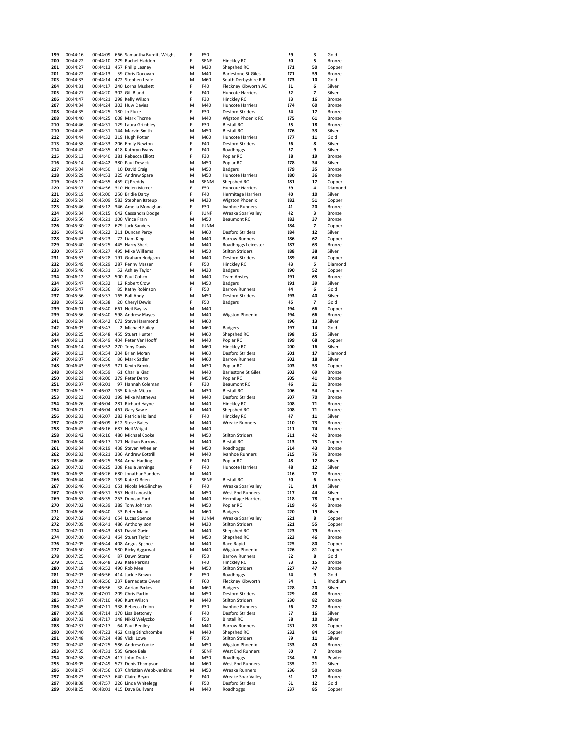| | | | | | | | | | | |
|---|---|---|---|---|---|---|---|---|---|---|
| 199 | 00:44:16 | 00:44:09 | 666 | Samantha Burditt Wright | F | F50 | | 29 | 3 | Gold |
| 200 | 00:44:22 | 00:44:10 | 279 | Rachel Haddon | F | SENF | Hinckley RC | 30 | 5 | Bronze |
| 201 | 00:44:27 | 00:44:13 | 457 | Philip Leaney | M | M30 | Shepshed RC | 171 | 50 | Copper |
| 201 | 00:44:22 | 00:44:13 | 59 | Chris Donovan | M | M40 | Barlestone St Giles | 171 | 59 | Bronze |
| 203 | 00:44:33 | 00:44:14 | 472 | Stephen Leafe | M | M60 | South Derbyshire R R | 173 | 10 | Gold |
| 204 | 00:44:31 | 00:44:17 | 240 | Lorna Muskett | F | F40 | Fleckney Kibworth AC | 31 | 6 | Silver |
| 205 | 00:44:27 | 00:44:20 | 302 | Gill Bland | F | F40 | Huncote Harriers | 32 | 7 | Silver |
| 206 | 00:44:47 | 00:44:21 | 298 | Kelly Wilson | F | F30 | Hinckley RC | 33 | 16 | Bronze |
| 207 | 00:44:34 | 00:44:24 | 303 | Huw Davies | M | M40 | Huncote Harriers | 174 | 60 | Bronze |
| 208 | 00:44:35 | 00:44:25 | 180 | Jo Fluke | F | F30 | Desford Striders | 34 | 17 | Bronze |
| 208 | 00:44:40 | 00:44:25 | 608 | Mark Thorne | M | M40 | Wigston Phoenix RC | 175 | 61 | Bronze |
| 210 | 00:44:46 | 00:44:31 | 129 | Laura Grimbley | F | F30 | Birstall RC | 35 | 18 | Bronze |
| 210 | 00:44:45 | 00:44:31 | 144 | Marvin Smith | M | M50 | Birstall RC | 176 | 33 | Silver |
| 212 | 00:44:44 | 00:44:32 | 319 | Hugh Potter | M | M60 | Huncote Harriers | 177 | 11 | Gold |
| 213 | 00:44:58 | 00:44:33 | 206 | Emily Newton | F | F40 | Desford Striders | 36 | 8 | Silver |
| 214 | 00:44:42 | 00:44:35 | 418 | Kathryn Evans | F | F40 | Roadhoggs | 37 | 9 | Silver |
| 215 | 00:45:13 | 00:44:40 | 381 | Rebecca Elliott | F | F30 | Poplar RC | 38 | 19 | Bronze |
| 216 | 00:45:14 | 00:44:42 | 380 | Paul Dewick | M | M50 | Poplar RC | 178 | 34 | Silver |
| 217 | 00:45:04 | 00:44:50 | 10 | David Craig | M | M50 | Badgers | 179 | 35 | Bronze |
| 218 | 00:45:29 | 00:44:53 | 325 | Andrew Spare | M | M50 | Huncote Harriers | 180 | 36 | Bronze |
| 219 | 00:45:12 | 00:44:55 | 459 | Cj Preddy | M | SENM | Shepshed RC | 181 | 17 | Copper |
| 220 | 00:45:07 | 00:44:56 | 310 | Helen Mercer | F | F50 | Huncote Harriers | 39 | 4 | Diamond |
| 221 | 00:45:19 | 00:45:00 | 250 | Bridie Darcy | F | F40 | Hermitage Harriers | 40 | 10 | Silver |
| 222 | 00:45:24 | 00:45:09 | 583 | Stephen Bateup | M | M30 | Wigston Phoenix | 182 | 51 | Copper |
| 223 | 00:45:46 | 00:45:12 | 346 | Amelia Monaghan | F | F30 | Ivanhoe Runners | 41 | 20 | Bronze |
| 224 | 00:45:34 | 00:45:15 | 642 | Cassandra Dodge | F | JUNF | Wreake Soar Valley | 42 | 3 | Bronze |
| 225 | 00:45:56 | 00:45:21 | 100 | Vince Frain | M | M50 | Beaumont RC | 183 | 37 | Bronze |
| 226 | 00:45:30 | 00:45:22 | 679 | Jack Sanders | M | JUNM | | 184 | 7 | Copper |
| 226 | 00:45:42 | 00:45:22 | 211 | Duncan Percy | M | M60 | Desford Striders | 184 | 12 | Silver |
| 228 | 00:45:43 | 00:45:23 | 72 | Liam King | M | M40 | Barrow Runners | 186 | 62 | Copper |
| 229 | 00:45:40 | 00:45:25 | 445 | Harry Short | M | M40 | Roadhoggs Leicester | 187 | 63 | Bronze |
| 230 | 00:45:57 | 00:45:27 | 495 | Mike Williams | M | M50 | Stilton Striders | 188 | 38 | Silver |
| 231 | 00:45:53 | 00:45:28 | 191 | Graham Hodgson | M | M40 | Desford Striders | 189 | 64 | Copper |
| 232 | 00:45:49 | 00:45:29 | 287 | Penny Masser | F | F50 | Hinckley RC | 43 | 5 | Diamond |
| 233 | 00:45:46 | 00:45:31 | 52 | Ashley Taylor | M | M30 | Badgers | 190 | 52 | Copper |
| 234 | 00:46:12 | 00:45:32 | 500 | Paul Cohen | M | M40 | Team Anstey | 191 | 65 | Bronze |
| 234 | 00:45:47 | 00:45:32 | 12 | Robert Crow | M | M50 | Badgers | 191 | 39 | Silver |
| 236 | 00:45:47 | 00:45:36 | 85 | Kathy Robinson | F | F50 | Barrow Runners | 44 | 6 | Gold |
| 237 | 00:45:56 | 00:45:37 | 165 | Ball Andy | M | M50 | Desford Striders | 193 | 40 | Silver |
| 238 | 00:45:52 | 00:45:38 | 20 | Cheryl Dewis | F | F50 | Badgers | 45 | 7 | Gold |
| 239 | 00:46:01 | 00:45:40 | 661 | Neil Bayliss | M | M40 | | 194 | 66 | Copper |
| 239 | 00:45:56 | 00:45:40 | 598 | Andrew Mayes | M | M40 | Wigston Phoenix | 194 | 66 | Bronze |
| 241 | 00:46:04 | 00:45:42 | 673 | Steve Hammond | M | M60 | | 196 | 13 | Silver |
| 242 | 00:46:03 | 00:45:47 | 2 | Michael Bailey | M | M60 | Badgers | 197 | 14 | Gold |
| 243 | 00:46:25 | 00:45:48 | 455 | Stuart Hunter | M | M60 | Shepshed RC | 198 | 15 | Silver |
| 244 | 00:46:11 | 00:45:49 | 404 | Peter Van Hooff | M | M40 | Poplar RC | 199 | 68 | Copper |
| 245 | 00:46:14 | 00:45:52 | 270 | Tony Davis | M | M60 | Hinckley RC | 200 | 16 | Silver |
| 246 | 00:46:13 | 00:45:54 | 204 | Brian Moran | M | M60 | Desford Striders | 201 | 17 | Diamond |
| 247 | 00:46:07 | 00:45:56 | 86 | Mark Sadler | M | M60 | Barrow Runners | 202 | 18 | Silver |
| 248 | 00:46:43 | 00:45:59 | 371 | Kevin Brooks | M | M30 | Poplar RC | 203 | 53 | Copper |
| 248 | 00:46:24 | 00:45:59 | 61 | Charlie King | M | M40 | Barlestone St Giles | 203 | 69 | Bronze |
| 250 | 00:46:23 | 00:46:00 | 379 | Peter Derro | M | M50 | Poplar RC | 205 | 41 | Bronze |
| 251 | 00:46:37 | 00:46:01 | 97 | Hannah Coleman | F | F30 | Beaumont RC | 46 | 21 | Bronze |
| 252 | 00:46:15 | 00:46:02 | 135 | Kitesh Mistry | M | M30 | Birstall RC | 206 | 54 | Copper |
| 253 | 00:46:23 | 00:46:03 | 199 | Mike Matthews | M | M40 | Desford Striders | 207 | 70 | Bronze |
| 254 | 00:46:26 | 00:46:04 | 281 | Richard Hayne | M | M40 | Hinckley RC | 208 | 71 | Bronze |
| 254 | 00:46:21 | 00:46:04 | 461 | Gary Sawle | M | M40 | Shepshed RC | 208 | 71 | Bronze |
| 256 | 00:46:33 | 00:46:07 | 283 | Patricia Holland | F | F40 | Hinckley RC | 47 | 11 | Silver |
| 257 | 00:46:22 | 00:46:09 | 612 | Steve Bates | M | M40 | Wreake Runners | 210 | 73 | Bronze |
| 258 | 00:46:45 | 00:46:16 | 687 | Neil Wright | M | M40 | | 211 | 74 | Bronze |
| 258 | 00:46:42 | 00:46:16 | 480 | Michael Cooke | M | M50 | Stilton Striders | 211 | 42 | Bronze |
| 260 | 00:46:34 | 00:46:17 | 121 | Nathan Burrows | M | M40 | Birstall RC | 213 | 75 | Copper |
| 261 | 00:46:34 | 00:46:19 | 438 | Steven Wheeler | M | M50 | Roadhoggs | 214 | 43 | Bronze |
| 262 | 00:46:33 | 00:46:21 | 336 | Andrew Bottrill | M | M40 | Ivanhoe Runners | 215 | 76 | Bronze |
| 263 | 00:46:46 | 00:46:25 | 384 | Anna Harding | F | F40 | Poplar RC | 48 | 12 | Silver |
| 263 | 00:47:03 | 00:46:25 | 308 | Paula Jennings | F | F40 | Huncote Harriers | 48 | 12 | Silver |
| 265 | 00:46:35 | 00:46:26 | 680 | Jonathan Sanders | M | M40 | | 216 | 77 | Bronze |
| 266 | 00:46:44 | 00:46:28 | 139 | Kate O'Brien | F | SENF | Birstall RC | 50 | 6 | Bronze |
| 267 | 00:46:46 | 00:46:31 | 651 | Nicola McGlinchey | F | F40 | Wreake Soar Valley | 51 | 14 | Silver |
| 267 | 00:46:57 | 00:46:31 | 557 | Neil Lancastle | M | M50 | West End Runners | 217 | 44 | Silver |
| 269 | 00:46:58 | 00:46:35 | 253 | Duncan Ford | M | M40 | Hermitage Harriers | 218 | 78 | Copper |
| 270 | 00:47:02 | 00:46:39 | 389 | Tony Johnson | M | M50 | Poplar RC | 219 | 45 | Bronze |
| 271 | 00:46:56 | 00:46:40 | 33 | Peter Mann | M | M60 | Badgers | 220 | 19 | Silver |
| 272 | 00:47:02 | 00:46:41 | 654 | Lucas Spence | M | JUNM | Wreake Soar Valley | 221 | 8 | Copper |
| 272 | 00:47:09 | 00:46:41 | 486 | Anthony Ison | M | M30 | Stilton Striders | 221 | 55 | Copper |
| 274 | 00:47:01 | 00:46:43 | 451 | David Gavin | M | M40 | Shepshed RC | 223 | 79 | Bronze |
| 274 | 00:47:00 | 00:46:43 | 464 | Stuart Taylor | M | M50 | Shepshed RC | 223 | 46 | Bronze |
| 276 | 00:47:05 | 00:46:44 | 408 | Angus Spence | M | M40 | Race Rapid | 225 | 80 | Copper |
| 277 | 00:46:50 | 00:46:45 | 580 | Ricky Aggarwal | M | M40 | Wigston Phoenix | 226 | 81 | Copper |
| 278 | 00:47:25 | 00:46:46 | 87 | Dawn Storer | F | F50 | Barrow Runners | 52 | 8 | Gold |
| 279 | 00:47:15 | 00:46:48 | 292 | Kate Perkins | F | F40 | Hinckley RC | 53 | 15 | Bronze |
| 280 | 00:47:18 | 00:46:52 | 490 | Rob Mee | M | M50 | Stilton Striders | 227 | 47 | Bronze |
| 281 | 00:47:03 | 00:46:56 | 414 | Jackie Brown | F | F50 | Roadhoggs | 54 | 9 | Gold |
| 281 | 00:47:11 | 00:46:56 | 237 | Bernadette Owen | F | F60 | Fleckney Kibworth | 54 | 1 | Rhodium |
| 281 | 00:47:12 | 00:46:56 | 38 | Adrian Parkes | M | M60 | Badgers | 228 | 20 | Silver |
| 284 | 00:47:26 | 00:47:01 | 209 | Chris Parkin | M | M50 | Desford Striders | 229 | 48 | Bronze |
| 285 | 00:47:37 | 00:47:10 | 496 | Kurt Wilson | M | M40 | Stilton Striders | 230 | 82 | Bronze |
| 286 | 00:47:45 | 00:47:11 | 338 | Rebecca Enion | F | F30 | Ivanhoe Runners | 56 | 22 | Bronze |
| 287 | 00:47:38 | 00:47:14 | 170 | Lisa Bettoney | F | F40 | Desford Striders | 57 | 16 | Silver |
| 288 | 00:47:33 | 00:47:17 | 148 | Nikki Welyczko | F | F50 | Birstall RC | 58 | 10 | Silver |
| 288 | 00:47:37 | 00:47:17 | 64 | Paul Bentley | M | M40 | Barrow Runners | 231 | 83 | Copper |
| 290 | 00:47:40 | 00:47:23 | 462 | Craig Stinchcombe | M | M40 | Shepshed RC | 232 | 84 | Copper |
| 291 | 00:47:48 | 00:47:24 | 488 | Vicki Lowe | F | F50 | Stilton Striders | 59 | 11 | Silver |
| 292 | 00:47:42 | 00:47:25 | 586 | Andrew Cooke | M | M50 | Wigston Phoenix | 233 | 49 | Bronze |
| 293 | 00:47:55 | 00:47:31 | 535 | Grace Bale | F | SENF | West End Runners | 60 | 7 | Bronze |
| 294 | 00:47:58 | 00:47:45 | 417 | John Drake | M | M30 | Roadhoggs | 234 | 56 | Pewter |
| 295 | 00:48:05 | 00:47:49 | 577 | Denis Thompson | M | M60 | West End Runners | 235 | 21 | Silver |
| 296 | 00:48:27 | 00:47:56 | 637 | Christian Webb-Jenkins | M | M50 | Wreake Runners | 236 | 50 | Bronze |
| 297 | 00:48:23 | 00:47:57 | 640 | Claire Bryan | F | F40 | Wreake Soar Valley | 61 | 17 | Bronze |
| 297 | 00:48:08 | 00:47:57 | 226 | Linda Whitelegg | F | F50 | Desford Striders | 61 | 12 | Gold |
| 299 | 00:48:25 | 00:48:01 | 415 | Dave Bullivant | M | M40 | Roadhoggs | 237 | 85 | Copper |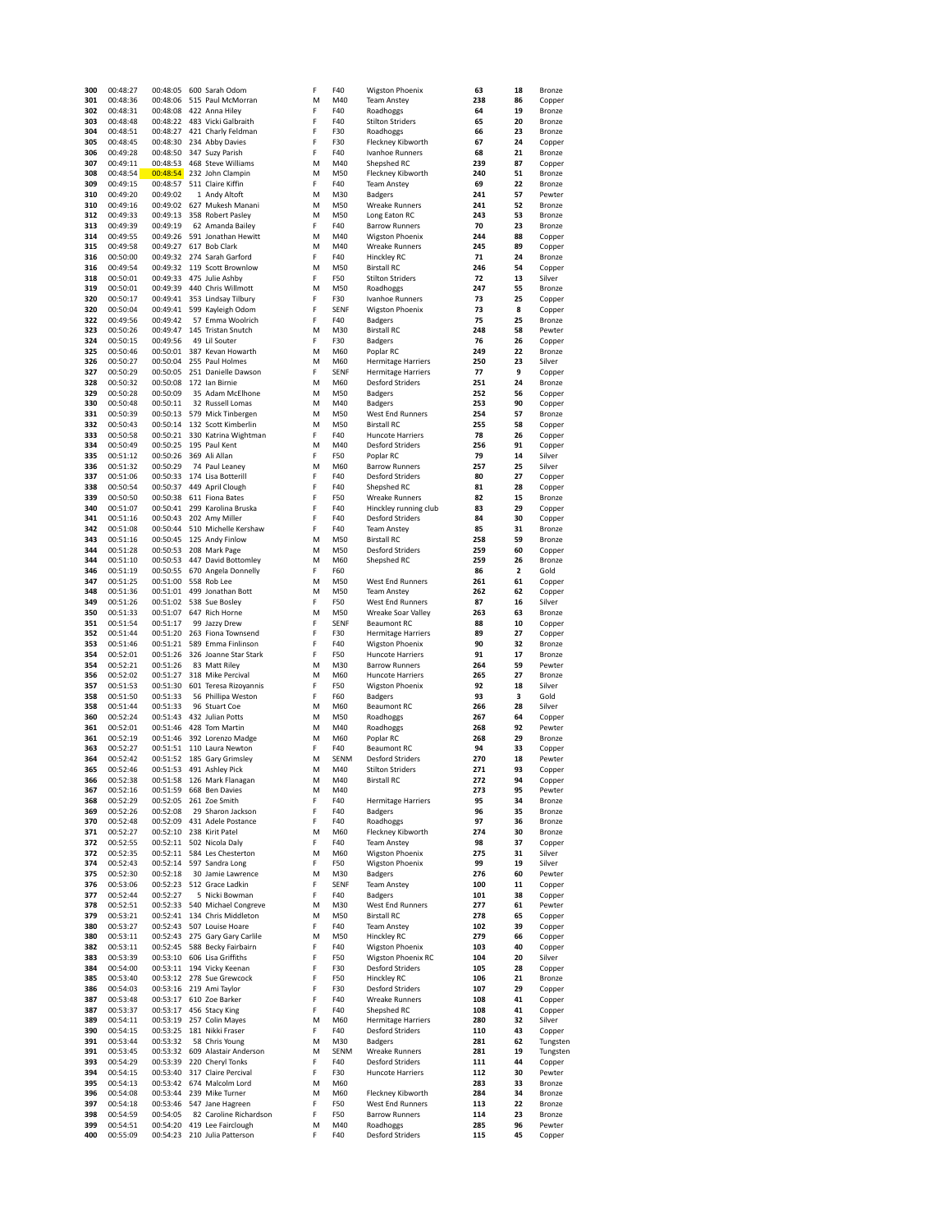| 300 | 00:48:27 | 00:48:05 | 600 | Sarah Odom | F | F40 | Wigston Phoenix | 63 | 18 | Bronze |
|---|---|---|---|---|---|---|---|---|---|---|
| 301 | 00:48:36 | 00:48:06 | 515 | Paul McMorran | M | M40 | Team Anstey | 238 | 86 | Copper |
| 302 | 00:48:31 | 00:48:08 | 422 | Anna Hiley | F | F40 | Roadhoggs | 64 | 19 | Bronze |
| 303 | 00:48:48 | 00:48:22 | 483 | Vicki Galbraith | F | F40 | Stilton Striders | 65 | 20 | Bronze |
| 304 | 00:48:51 | 00:48:27 | 421 | Charly Feldman | F | F30 | Roadhoggs | 66 | 23 | Bronze |
| 305 | 00:48:45 | 00:48:30 | 234 | Abby Davies | F | F30 | Fleckney Kibworth | 67 | 24 | Copper |
| 306 | 00:49:28 | 00:48:50 | 347 | Suzy Parish | F | F40 | Ivanhoe Runners | 68 | 21 | Bronze |
| 307 | 00:49:11 | 00:48:53 | 468 | Steve Williams | M | M40 | Shepshed RC | 239 | 87 | Copper |
| 308 | 00:48:54 | 00:48:54 | 232 | John Clampin | M | M50 | Fleckney Kibworth | 240 | 51 | Bronze |
| 309 | 00:49:15 | 00:48:57 | 511 | Claire Kiffin | F | F40 | Team Anstey | 69 | 22 | Bronze |
| 310 | 00:49:20 | 00:49:02 | 1 | Andy Altoft | M | M30 | Badgers | 241 | 57 | Pewter |
| 310 | 00:49:16 | 00:49:02 | 627 | Mukesh Manani | M | M50 | Wreake Runners | 241 | 52 | Bronze |
| 312 | 00:49:33 | 00:49:13 | 358 | Robert Pasley | M | M50 | Long Eaton RC | 243 | 53 | Bronze |
| 313 | 00:49:39 | 00:49:19 | 62 | Amanda Bailey | F | F40 | Barrow Runners | 70 | 23 | Bronze |
| 314 | 00:49:55 | 00:49:26 | 591 | Jonathan Hewitt | M | M40 | Wigston Phoenix | 244 | 88 | Copper |
| 315 | 00:49:58 | 00:49:27 | 617 | Bob Clark | M | M40 | Wreake Runners | 245 | 89 | Copper |
| 316 | 00:50:00 | 00:49:32 | 274 | Sarah Garford | F | F40 | Hinckley RC | 71 | 24 | Bronze |
| 316 | 00:49:54 | 00:49:32 | 119 | Scott Brownlow | M | M50 | Birstall RC | 246 | 54 | Copper |
| 318 | 00:50:01 | 00:49:33 | 475 | Julie Ashby | F | F50 | Stilton Striders | 72 | 13 | Silver |
| 319 | 00:50:01 | 00:49:39 | 440 | Chris Willmott | M | M50 | Roadhoggs | 247 | 55 | Bronze |
| 320 | 00:50:17 | 00:49:41 | 353 | Lindsay Tilbury | F | F30 | Ivanhoe Runners | 73 | 25 | Copper |
| 320 | 00:50:04 | 00:49:41 | 599 | Kayleigh Odom | F | SENF | Wigston Phoenix | 73 | 8 | Copper |
| 322 | 00:49:56 | 00:49:42 | 57 | Emma Woolrich | F | F40 | Badgers | 75 | 25 | Bronze |
| 323 | 00:50:26 | 00:49:47 | 145 | Tristan Snutch | M | M30 | Birstall RC | 248 | 58 | Pewter |
| 324 | 00:50:15 | 00:49:56 | 49 | Lil Souter | F | F30 | Badgers | 76 | 26 | Copper |
| 325 | 00:50:46 | 00:50:01 | 387 | Kevan Howarth | M | M60 | Poplar RC | 249 | 22 | Bronze |
| 326 | 00:50:27 | 00:50:04 | 255 | Paul Holmes | M | M60 | Hermitage Harriers | 250 | 23 | Silver |
| 327 | 00:50:29 | 00:50:05 | 251 | Danielle Dawson | F | SENF | Hermitage Harriers | 77 | 9 | Copper |
| 328 | 00:50:32 | 00:50:08 | 172 | Ian Birnie | M | M60 | Desford Striders | 251 | 24 | Bronze |
| 329 | 00:50:28 | 00:50:09 | 35 | Adam McElhone | M | M50 | Badgers | 252 | 56 | Copper |
| 330 | 00:50:48 | 00:50:11 | 32 | Russell Lomas | M | M40 | Badgers | 253 | 90 | Copper |
| 331 | 00:50:39 | 00:50:13 | 579 | Mick Tinbergen | M | M50 | West End Runners | 254 | 57 | Bronze |
| 332 | 00:50:43 | 00:50:14 | 132 | Scott Kimberlin | M | M50 | Birstall RC | 255 | 58 | Copper |
| 333 | 00:50:58 | 00:50:21 | 330 | Katrina Wightman | F | F40 | Huncote Harriers | 78 | 26 | Copper |
| 334 | 00:50:49 | 00:50:25 | 195 | Paul Kent | M | M40 | Desford Striders | 256 | 91 | Copper |
| 335 | 00:51:12 | 00:50:26 | 369 | Ali Allan | F | F50 | Poplar RC | 79 | 14 | Silver |
| 336 | 00:51:32 | 00:50:29 | 74 | Paul Leaney | M | M60 | Barrow Runners | 257 | 25 | Silver |
| 337 | 00:51:06 | 00:50:33 | 174 | Lisa Botterill | F | F40 | Desford Striders | 80 | 27 | Copper |
| 338 | 00:50:54 | 00:50:37 | 449 | April Clough | F | F40 | Shepshed RC | 81 | 28 | Copper |
| 339 | 00:50:50 | 00:50:38 | 611 | Fiona Bates | F | F50 | Wreake Runners | 82 | 15 | Bronze |
| 340 | 00:51:07 | 00:50:41 | 299 | Karolina Bruska | F | F40 | Hinckley running club | 83 | 29 | Copper |
| 341 | 00:51:16 | 00:50:43 | 202 | Amy Miller | F | F40 | Desford Striders | 84 | 30 | Copper |
| 342 | 00:51:08 | 00:50:44 | 510 | Michelle Kershaw | F | F40 | Team Anstey | 85 | 31 | Bronze |
| 343 | 00:51:16 | 00:50:45 | 125 | Andy Finlow | M | M50 | Birstall RC | 258 | 59 | Bronze |
| 344 | 00:51:28 | 00:50:53 | 208 | Mark Page | M | M50 | Desford Striders | 259 | 60 | Copper |
| 344 | 00:51:10 | 00:50:53 | 447 | David Bottomley | M | M60 | Shepshed RC | 259 | 26 | Bronze |
| 346 | 00:51:19 | 00:50:55 | 670 | Angela Donnelly | F | F60 | | 86 | 2 | Gold |
| 347 | 00:51:25 | 00:51:00 | 558 | Rob Lee | M | M50 | West End Runners | 261 | 61 | Copper |
| 348 | 00:51:36 | 00:51:01 | 499 | Jonathan Bott | M | M50 | Team Anstey | 262 | 62 | Copper |
| 349 | 00:51:26 | 00:51:02 | 538 | Sue Bosley | F | F50 | West End Runners | 87 | 16 | Silver |
| 350 | 00:51:33 | 00:51:07 | 647 | Rich Horne | M | M50 | Wreake Soar Valley | 263 | 63 | Bronze |
| 351 | 00:51:54 | 00:51:17 | 99 | Jazzy Drew | F | SENF | Beaumont RC | 88 | 10 | Copper |
| 352 | 00:51:44 | 00:51:20 | 263 | Fiona Townsend | F | F30 | Hermitage Harriers | 89 | 27 | Copper |
| 353 | 00:51:46 | 00:51:21 | 589 | Emma Finlinson | F | F40 | Wigston Phoenix | 90 | 32 | Bronze |
| 354 | 00:52:01 | 00:51:26 | 326 | Joanne Star Stark | F | F50 | Huncote Harriers | 91 | 17 | Bronze |
| 354 | 00:52:21 | 00:51:26 | 83 | Matt Riley | M | M30 | Barrow Runners | 264 | 59 | Pewter |
| 356 | 00:52:02 | 00:51:27 | 318 | Mike Percival | M | M60 | Huncote Harriers | 265 | 27 | Bronze |
| 357 | 00:51:53 | 00:51:30 | 601 | Teresa Rizoyannis | F | F50 | Wigston Phoenix | 92 | 18 | Silver |
| 358 | 00:51:50 | 00:51:33 | 56 | Phillipa Weston | F | F60 | Badgers | 93 | 3 | Gold |
| 358 | 00:51:44 | 00:51:33 | 96 | Stuart Coe | M | M60 | Beaumont RC | 266 | 28 | Silver |
| 360 | 00:52:24 | 00:51:43 | 432 | Julian Potts | M | M50 | Roadhoggs | 267 | 64 | Copper |
| 361 | 00:52:01 | 00:51:46 | 428 | Tom Martin | M | M40 | Roadhoggs | 268 | 92 | Pewter |
| 361 | 00:52:19 | 00:51:46 | 392 | Lorenzo Madge | M | M60 | Poplar RC | 268 | 29 | Bronze |
| 363 | 00:52:27 | 00:51:51 | 110 | Laura Newton | F | F40 | Beaumont RC | 94 | 33 | Copper |
| 364 | 00:52:42 | 00:51:52 | 185 | Gary Grimsley | M | SENM | Desford Striders | 270 | 18 | Pewter |
| 365 | 00:52:46 | 00:51:53 | 491 | Ashley Pick | M | M40 | Stilton Striders | 271 | 93 | Copper |
| 366 | 00:52:38 | 00:51:58 | 126 | Mark Flanagan | M | M40 | Birstall RC | 272 | 94 | Copper |
| 367 | 00:52:16 | 00:51:59 | 668 | Ben Davies | M | M40 | | 273 | 95 | Pewter |
| 368 | 00:52:29 | 00:52:05 | 261 | Zoe Smith | F | F40 | Hermitage Harriers | 95 | 34 | Bronze |
| 369 | 00:52:26 | 00:52:08 | 29 | Sharon Jackson | F | F40 | Badgers | 96 | 35 | Bronze |
| 370 | 00:52:48 | 00:52:09 | 431 | Adele Postance | F | F40 | Roadhoggs | 97 | 36 | Bronze |
| 371 | 00:52:27 | 00:52:10 | 238 | Kirit Patel | M | M60 | Fleckney Kibworth | 274 | 30 | Bronze |
| 372 | 00:52:55 | 00:52:11 | 502 | Nicola Daly | F | F40 | Team Anstey | 98 | 37 | Copper |
| 372 | 00:52:35 | 00:52:11 | 584 | Les Chesterton | M | M60 | Wigston Phoenix | 275 | 31 | Silver |
| 374 | 00:52:43 | 00:52:14 | 597 | Sandra Long | F | F50 | Wigston Phoenix | 99 | 19 | Silver |
| 375 | 00:52:30 | 00:52:18 | 30 | Jamie Lawrence | M | M30 | Badgers | 276 | 60 | Pewter |
| 376 | 00:53:06 | 00:52:23 | 512 | Grace Ladkin | F | SENF | Team Anstey | 100 | 11 | Copper |
| 377 | 00:52:44 | 00:52:27 | 5 | Nicki Bowman | F | F40 | Badgers | 101 | 38 | Copper |
| 378 | 00:52:51 | 00:52:33 | 540 | Michael Congreve | M | M30 | West End Runners | 277 | 61 | Pewter |
| 379 | 00:53:21 | 00:52:41 | 134 | Chris Middleton | M | M50 | Birstall RC | 278 | 65 | Copper |
| 380 | 00:53:27 | 00:52:43 | 507 | Louise Hoare | F | F40 | Team Anstey | 102 | 39 | Copper |
| 380 | 00:53:11 | 00:52:43 | 275 | Gary Gary Carlile | M | M50 | Hinckley RC | 279 | 66 | Copper |
| 382 | 00:53:11 | 00:52:45 | 588 | Becky Fairbairn | F | F40 | Wigston Phoenix | 103 | 40 | Copper |
| 383 | 00:53:39 | 00:53:10 | 606 | Lisa Griffiths | F | F50 | Wigston Phoenix RC | 104 | 20 | Silver |
| 384 | 00:54:00 | 00:53:11 | 194 | Vicky Keenan | F | F30 | Desford Striders | 105 | 28 | Copper |
| 385 | 00:53:40 | 00:53:12 | 278 | Sue Grewcock | F | F50 | Hinckley RC | 106 | 21 | Bronze |
| 386 | 00:54:03 | 00:53:16 | 219 | Ami Taylor | F | F30 | Desford Striders | 107 | 29 | Copper |
| 387 | 00:53:48 | 00:53:17 | 610 | Zoe Barker | F | F40 | Wreake Runners | 108 | 41 | Copper |
| 387 | 00:53:37 | 00:53:17 | 456 | Stacy King | F | F40 | Shepshed RC | 108 | 41 | Copper |
| 389 | 00:54:11 | 00:53:19 | 257 | Colin Mayes | M | M60 | Hermitage Harriers | 280 | 32 | Silver |
| 390 | 00:54:15 | 00:53:25 | 181 | Nikki Fraser | F | F40 | Desford Striders | 110 | 43 | Copper |
| 391 | 00:53:44 | 00:53:32 | 58 | Chris Young | M | M30 | Badgers | 281 | 62 | Tungsten |
| 391 | 00:53:45 | 00:53:32 | 609 | Alastair Anderson | M | SENM | Wreake Runners | 281 | 19 | Tungsten |
| 393 | 00:54:29 | 00:53:39 | 220 | Cheryl Tonks | F | F40 | Desford Striders | 111 | 44 | Copper |
| 394 | 00:54:15 | 00:53:40 | 317 | Claire Percival | F | F30 | Huncote Harriers | 112 | 30 | Pewter |
| 395 | 00:54:13 | 00:53:42 | 674 | Malcolm Lord | M | M60 | | 283 | 33 | Bronze |
| 396 | 00:54:08 | 00:53:44 | 239 | Mike Turner | M | M60 | Fleckney Kibworth | 284 | 34 | Bronze |
| 397 | 00:54:18 | 00:53:46 | 547 | Jane Hagreen | F | F50 | West End Runners | 113 | 22 | Bronze |
| 398 | 00:54:59 | 00:54:05 | 82 | Caroline Richardson | F | F50 | Barrow Runners | 114 | 23 | Bronze |
| 399 | 00:54:51 | 00:54:20 | 419 | Lee Fairclough | M | M40 | Roadhoggs | 285 | 96 | Pewter |
| 400 | 00:55:09 | 00:54:23 | 210 | Julia Patterson | F | F40 | Desford Striders | 115 | 45 | Copper |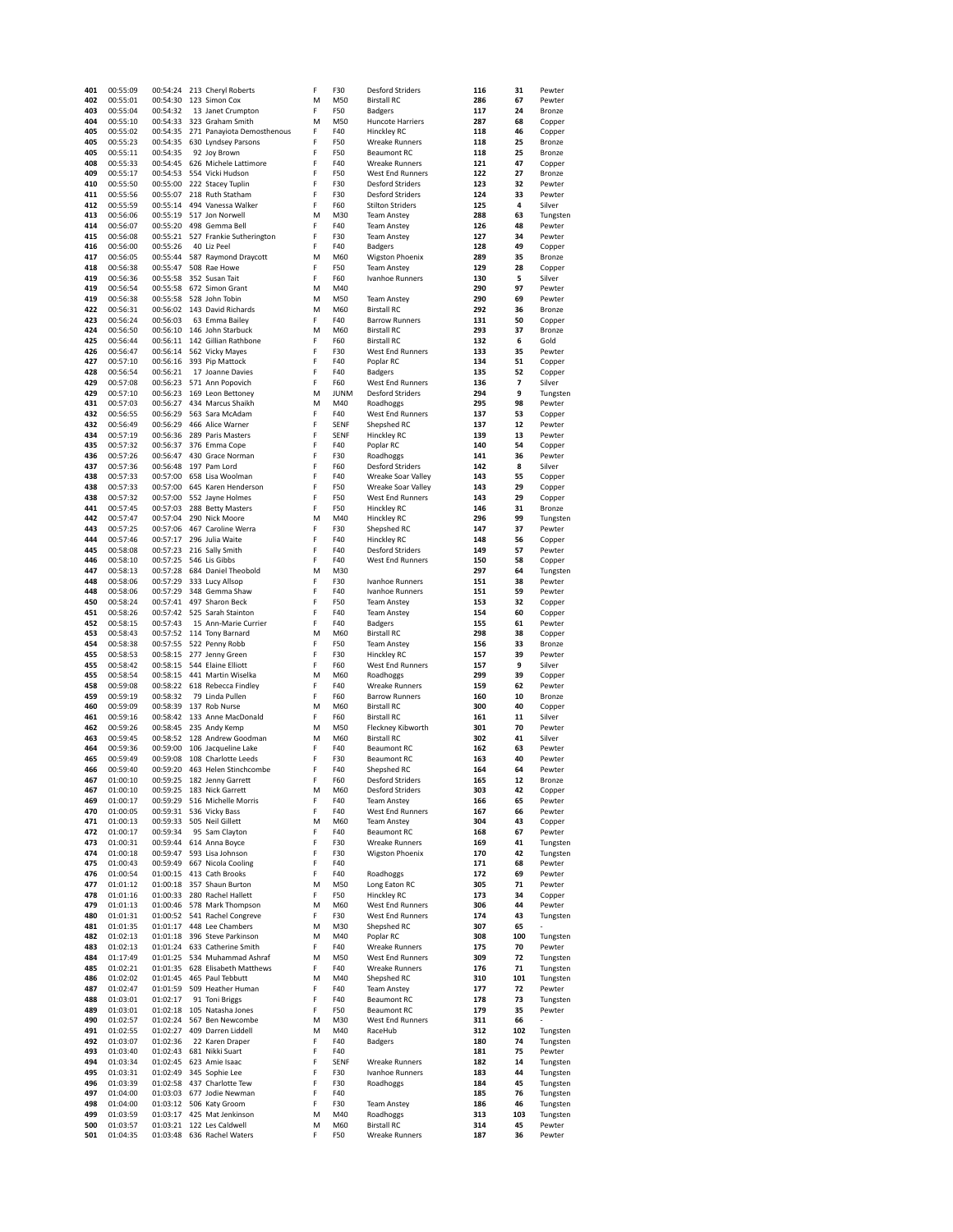| 401 | 00:55:09 | 00:54:24 | 213 | Cheryl Roberts | F | F30 | Desford Striders | 116 | 31 | Pewter |
|---|---|---|---|---|---|---|---|---|---|---|
| 402 | 00:55:01 | 00:54:30 | 123 | Simon Cox | M | M50 | Birstall RC | 286 | 67 | Pewter |
| 403 | 00:55:04 | 00:54:32 | 13 | Janet Crumpton | F | F50 | Badgers | 117 | 24 | Bronze |
| 404 | 00:55:10 | 00:54:33 | 323 | Graham Smith | M | M50 | Huncote Harriers | 287 | 68 | Copper |
| 405 | 00:55:02 | 00:54:35 | 271 | Panayiota Demosthenous | F | F40 | Hinckley RC | 118 | 46 | Copper |
| 405 | 00:55:23 | 00:54:35 | 630 | Lyndsey Parsons | F | F50 | Wreake Runners | 118 | 25 | Bronze |
| 405 | 00:55:11 | 00:54:35 | 92 | Joy Brown | F | F50 | Beaumont RC | 118 | 25 | Bronze |
| 408 | 00:55:33 | 00:54:45 | 626 | Michele Lattimore | F | F40 | Wreake Runners | 121 | 47 | Copper |
| 409 | 00:55:17 | 00:54:53 | 554 | Vicki Hudson | F | F50 | West End Runners | 122 | 27 | Bronze |
| 410 | 00:55:50 | 00:55:00 | 222 | Stacey Tuplin | F | F30 | Desford Striders | 123 | 32 | Pewter |
| 411 | 00:55:56 | 00:55:07 | 218 | Ruth Statham | F | F30 | Desford Striders | 124 | 33 | Pewter |
| 412 | 00:55:59 | 00:55:14 | 494 | Vanessa Walker | F | F60 | Stilton Striders | 125 | 4 | Silver |
| 413 | 00:56:06 | 00:55:19 | 517 | Jon Norwell | M | M30 | Team Anstey | 288 | 63 | Tungsten |
| 414 | 00:56:07 | 00:55:20 | 498 | Gemma Bell | F | F40 | Team Anstey | 126 | 48 | Pewter |
| 415 | 00:56:08 | 00:55:21 | 527 | Frankie Sutherington | F | F30 | Team Anstey | 127 | 34 | Pewter |
| 416 | 00:56:00 | 00:55:26 | 40 | Liz Peel | F | F40 | Badgers | 128 | 49 | Copper |
| 417 | 00:56:05 | 00:55:44 | 587 | Raymond Draycott | M | M60 | Wigston Phoenix | 289 | 35 | Bronze |
| 418 | 00:56:38 | 00:55:47 | 508 | Rae Howe | F | F50 | Team Anstey | 129 | 28 | Copper |
| 419 | 00:56:36 | 00:55:58 | 352 | Susan Tait | F | F60 | Ivanhoe Runners | 130 | 5 | Silver |
| 419 | 00:56:54 | 00:55:58 | 672 | Simon Grant | M | M40 |  | 290 | 97 | Pewter |
| 419 | 00:56:38 | 00:55:58 | 528 | John Tobin | M | M50 | Team Anstey | 290 | 69 | Pewter |
| 422 | 00:56:31 | 00:56:02 | 143 | David Richards | M | M60 | Birstall RC | 292 | 36 | Bronze |
| 423 | 00:56:24 | 00:56:03 | 63 | Emma Bailey | F | F40 | Barrow Runners | 131 | 50 | Copper |
| 424 | 00:56:50 | 00:56:10 | 146 | John Starbuck | M | M60 | Birstall RC | 293 | 37 | Bronze |
| 425 | 00:56:44 | 00:56:11 | 142 | Gillian Rathbone | F | F60 | Birstall RC | 132 | 6 | Gold |
| 426 | 00:56:47 | 00:56:14 | 562 | Vicky Mayes | F | F30 | West End Runners | 133 | 35 | Pewter |
| 427 | 00:57:10 | 00:56:16 | 393 | Pip Mattock | F | F40 | Poplar RC | 134 | 51 | Copper |
| 428 | 00:56:54 | 00:56:21 | 17 | Joanne Davies | F | F40 | Badgers | 135 | 52 | Copper |
| 429 | 00:57:08 | 00:56:23 | 571 | Ann Popovich | F | F60 | West End Runners | 136 | 7 | Silver |
| 429 | 00:57:10 | 00:56:23 | 169 | Leon Bettoney | M | JUNM | Desford Striders | 294 | 9 | Tungsten |
| 431 | 00:57:03 | 00:56:27 | 434 | Marcus Shaikh | M | M40 | Roadhoggs | 295 | 98 | Pewter |
| 432 | 00:56:55 | 00:56:29 | 563 | Sara McAdam | F | F40 | West End Runners | 137 | 53 | Copper |
| 432 | 00:56:49 | 00:56:29 | 466 | Alice Warner | F | SENF | Shepshed RC | 137 | 12 | Pewter |
| 434 | 00:57:19 | 00:56:36 | 289 | Paris Masters | F | SENF | Hinckley RC | 139 | 13 | Pewter |
| 435 | 00:57:32 | 00:56:37 | 376 | Emma Cope | F | F40 | Poplar RC | 140 | 54 | Copper |
| 436 | 00:57:26 | 00:56:47 | 430 | Grace Norman | F | F30 | Roadhoggs | 141 | 36 | Pewter |
| 437 | 00:57:36 | 00:56:48 | 197 | Pam Lord | F | F60 | Desford Striders | 142 | 8 | Silver |
| 438 | 00:57:33 | 00:57:00 | 658 | Lisa Woolman | F | F40 | Wreake Soar Valley | 143 | 55 | Copper |
| 438 | 00:57:33 | 00:57:00 | 645 | Karen Henderson | F | F50 | Wreake Soar Valley | 143 | 29 | Copper |
| 438 | 00:57:32 | 00:57:00 | 552 | Jayne Holmes | F | F50 | West End Runners | 143 | 29 | Copper |
| 441 | 00:57:45 | 00:57:03 | 288 | Betty Masters | F | F50 | Hinckley RC | 146 | 31 | Bronze |
| 442 | 00:57:47 | 00:57:04 | 290 | Nick Moore | M | M40 | Hinckley RC | 296 | 99 | Tungsten |
| 443 | 00:57:25 | 00:57:06 | 467 | Caroline Werra | F | F30 | Shepshed RC | 147 | 37 | Pewter |
| 444 | 00:57:46 | 00:57:17 | 296 | Julia Waite | F | F40 | Hinckley RC | 148 | 56 | Copper |
| 445 | 00:58:08 | 00:57:23 | 216 | Sally Smith | F | F40 | Desford Striders | 149 | 57 | Pewter |
| 446 | 00:58:10 | 00:57:25 | 546 | Lis Gibbs | F | F40 | West End Runners | 150 | 58 | Copper |
| 447 | 00:58:13 | 00:57:28 | 684 | Daniel Theobold | M | M30 |  | 297 | 64 | Tungsten |
| 448 | 00:58:06 | 00:57:29 | 333 | Lucy Allsop | F | F30 | Ivanhoe Runners | 151 | 38 | Pewter |
| 448 | 00:58:06 | 00:57:29 | 348 | Gemma Shaw | F | F40 | Ivanhoe Runners | 151 | 59 | Pewter |
| 450 | 00:58:24 | 00:57:41 | 497 | Sharon Beck | F | F50 | Team Anstey | 153 | 32 | Copper |
| 451 | 00:58:26 | 00:57:42 | 525 | Sarah Stainton | F | F40 | Team Anstey | 154 | 60 | Copper |
| 452 | 00:58:15 | 00:57:43 | 15 | Ann-Marie Currier | F | F40 | Badgers | 155 | 61 | Pewter |
| 453 | 00:58:43 | 00:57:52 | 114 | Tony Barnard | M | M60 | Birstall RC | 298 | 38 | Copper |
| 454 | 00:58:38 | 00:57:55 | 522 | Penny Robb | F | F50 | Team Anstey | 156 | 33 | Bronze |
| 455 | 00:58:53 | 00:58:15 | 277 | Jenny Green | F | F30 | Hinckley RC | 157 | 39 | Pewter |
| 455 | 00:58:42 | 00:58:15 | 544 | Elaine Elliott | F | F60 | West End Runners | 157 | 9 | Silver |
| 455 | 00:58:54 | 00:58:15 | 441 | Martin Wiselka | M | M60 | Roadhoggs | 299 | 39 | Copper |
| 458 | 00:59:08 | 00:58:22 | 618 | Rebecca Findley | F | F40 | Wreake Runners | 159 | 62 | Pewter |
| 459 | 00:59:19 | 00:58:32 | 79 | Linda Pullen | F | F60 | Barrow Runners | 160 | 10 | Bronze |
| 460 | 00:59:09 | 00:58:39 | 137 | Rob Nurse | M | M60 | Birstall RC | 300 | 40 | Copper |
| 461 | 00:59:16 | 00:58:42 | 133 | Anne MacDonald | F | F60 | Birstall RC | 161 | 11 | Silver |
| 462 | 00:59:26 | 00:58:45 | 235 | Andy Kemp | M | M50 | Fleckney Kibworth | 301 | 70 | Pewter |
| 463 | 00:59:45 | 00:58:52 | 128 | Andrew Goodman | M | M60 | Birstall RC | 302 | 41 | Silver |
| 464 | 00:59:36 | 00:59:00 | 106 | Jacqueline Lake | F | F40 | Beaumont RC | 162 | 63 | Pewter |
| 465 | 00:59:49 | 00:59:08 | 108 | Charlotte Leeds | F | F30 | Beaumont RC | 163 | 40 | Pewter |
| 466 | 00:59:40 | 00:59:20 | 463 | Helen Stinchcombe | F | F40 | Shepshed RC | 164 | 64 | Pewter |
| 467 | 01:00:10 | 00:59:25 | 182 | Jenny Garrett | F | F60 | Desford Striders | 165 | 12 | Bronze |
| 467 | 01:00:10 | 00:59:25 | 183 | Nick Garrett | M | M60 | Desford Striders | 303 | 42 | Copper |
| 469 | 01:00:17 | 00:59:29 | 516 | Michelle Morris | F | F40 | Team Anstey | 166 | 65 | Pewter |
| 470 | 01:00:05 | 00:59:31 | 536 | Vicky Bass | F | F40 | West End Runners | 167 | 66 | Pewter |
| 471 | 01:00:13 | 00:59:33 | 505 | Neil Gillett | M | M60 | Team Anstey | 304 | 43 | Copper |
| 472 | 01:00:17 | 00:59:34 | 95 | Sam Clayton | F | F40 | Beaumont RC | 168 | 67 | Pewter |
| 473 | 01:00:31 | 00:59:44 | 614 | Anna Boyce | F | F30 | Wreake Runners | 169 | 41 | Tungsten |
| 474 | 01:00:18 | 00:59:47 | 593 | Lisa Johnson | F | F30 | Wigston Phoenix | 170 | 42 | Tungsten |
| 475 | 01:00:43 | 00:59:49 | 667 | Nicola Cooling | F | F40 |  | 171 | 68 | Pewter |
| 476 | 01:00:54 | 01:00:15 | 413 | Cath Brooks | F | F40 | Roadhoggs | 172 | 69 | Pewter |
| 477 | 01:01:12 | 01:00:18 | 357 | Shaun Burton | M | M50 | Long Eaton RC | 305 | 71 | Pewter |
| 478 | 01:01:16 | 01:00:33 | 280 | Rachel Hallett | F | F50 | Hinckley RC | 173 | 34 | Copper |
| 479 | 01:01:13 | 01:00:46 | 578 | Mark Thompson | M | M60 | West End Runners | 306 | 44 | Pewter |
| 480 | 01:01:31 | 01:00:52 | 541 | Rachel Congreve | F | F30 | West End Runners | 174 | 43 | Tungsten |
| 481 | 01:01:35 | 01:01:17 | 448 | Lee Chambers | M | M30 | Shepshed RC | 307 | 65 | - |
| 482 | 01:02:13 | 01:01:18 | 396 | Steve Parkinson | M | M40 | Poplar RC | 308 | 100 | Tungsten |
| 483 | 01:02:13 | 01:01:24 | 633 | Catherine Smith | F | F40 | Wreake Runners | 175 | 70 | Pewter |
| 484 | 01:17:49 | 01:01:25 | 534 | Muhammad Ashraf | M | M50 | West End Runners | 309 | 72 | Tungsten |
| 485 | 01:02:21 | 01:01:35 | 628 | Elisabeth Matthews | F | F40 | Wreake Runners | 176 | 71 | Tungsten |
| 486 | 01:02:02 | 01:01:45 | 465 | Paul Tebbutt | M | M40 | Shepshed RC | 310 | 101 | Tungsten |
| 487 | 01:02:47 | 01:01:59 | 509 | Heather Human | F | F40 | Team Anstey | 177 | 72 | Pewter |
| 488 | 01:03:01 | 01:02:17 | 91 | Toni Briggs | F | F40 | Beaumont RC | 178 | 73 | Tungsten |
| 489 | 01:03:01 | 01:02:18 | 105 | Natasha Jones | F | F50 | Beaumont RC | 179 | 35 | Pewter |
| 490 | 01:02:57 | 01:02:24 | 567 | Ben Newcombe | M | M30 | West End Runners | 311 | 66 | - |
| 491 | 01:02:55 | 01:02:27 | 409 | Darren Liddell | M | M40 | RaceHub | 312 | 102 | Tungsten |
| 492 | 01:03:07 | 01:02:36 | 22 | Karen Draper | F | F40 | Badgers | 180 | 74 | Tungsten |
| 493 | 01:03:40 | 01:02:43 | 681 | Nikki Suart | F | F40 |  | 181 | 75 | Pewter |
| 494 | 01:03:34 | 01:02:45 | 623 | Amie Isaac | F | SENF | Wreake Runners | 182 | 14 | Tungsten |
| 495 | 01:03:31 | 01:02:49 | 345 | Sophie Lee | F | F30 | Ivanhoe Runners | 183 | 44 | Tungsten |
| 496 | 01:03:39 | 01:02:58 | 437 | Charlotte Tew | F | F30 | Roadhoggs | 184 | 45 | Tungsten |
| 497 | 01:04:00 | 01:03:03 | 677 | Jodie Newman | F | F40 |  | 185 | 76 | Tungsten |
| 498 | 01:04:00 | 01:03:12 | 506 | Katy Groom | F | F30 | Team Anstey | 186 | 46 | Tungsten |
| 499 | 01:03:59 | 01:03:17 | 425 | Mat Jenkinson | M | M40 | Roadhoggs | 313 | 103 | Tungsten |
| 500 | 01:03:57 | 01:03:21 | 122 | Les Caldwell | M | M60 | Birstall RC | 314 | 45 | Pewter |
| 501 | 01:04:35 | 01:03:48 | 636 | Rachel Waters | F | F50 | Wreake Runners | 187 | 36 | Pewter |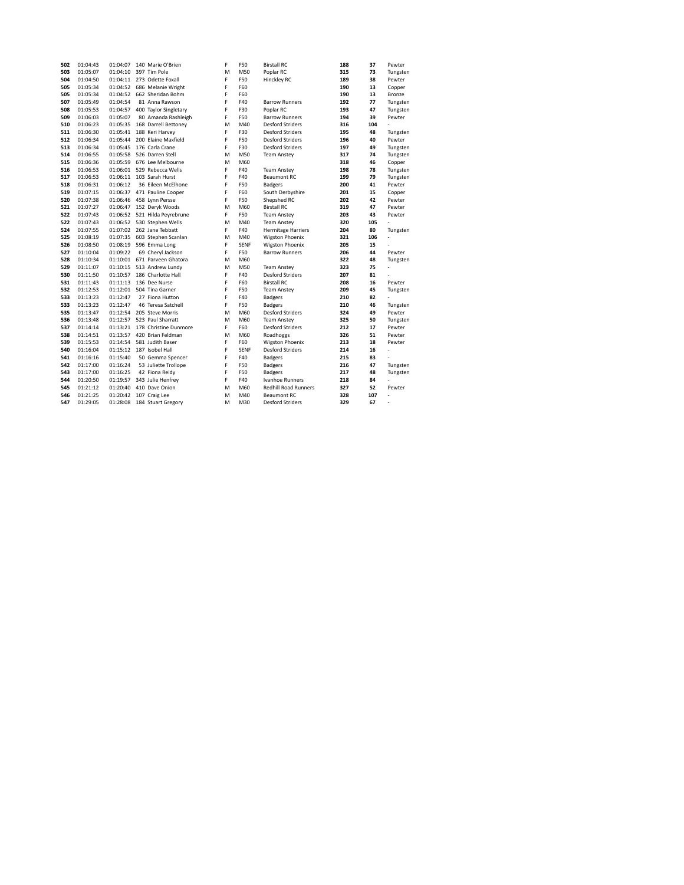| | | | | | | | | | | |
|---|---|---|---|---|---|---|---|---|---|---|
| **502** | 01:04:43 | 01:04:07 | 140 | Marie O'Brien | F | F50 | Birstall RC | **188** | **37** | Pewter |
| **503** | 01:05:07 | 01:04:10 | 397 | Tim Pole | M | M50 | Poplar RC | **315** | **73** | Tungsten |
| **504** | 01:04:50 | 01:04:11 | 273 | Odette Foxall | F | F50 | Hinckley RC | **189** | **38** | Pewter |
| **505** | 01:05:34 | 01:04:52 | 686 | Melanie Wright | F | F60 | | **190** | **13** | Copper |
| **505** | 01:05:34 | 01:04:52 | 662 | Sheridan Bohm | F | F60 | | **190** | **13** | Bronze |
| **507** | 01:05:49 | 01:04:54 | 81 | Anna Rawson | F | F40 | Barrow Runners | **192** | **77** | Tungsten |
| **508** | 01:05:53 | 01:04:57 | 400 | Taylor Singletary | F | F30 | Poplar RC | **193** | **47** | Tungsten |
| **509** | 01:06:03 | 01:05:07 | 80 | Amanda Rashleigh | F | F50 | Barrow Runners | **194** | **39** | Pewter |
| **510** | 01:06:23 | 01:05:35 | 168 | Darrell Bettoney | M | M40 | Desford Striders | **316** | **104** | - |
| **511** | 01:06:30 | 01:05:41 | 188 | Keri Harvey | F | F30 | Desford Striders | **195** | **48** | Tungsten |
| **512** | 01:06:34 | 01:05:44 | 200 | Elaine Maxfield | F | F50 | Desford Striders | **196** | **40** | Pewter |
| **513** | 01:06:34 | 01:05:45 | 176 | Carla Crane | F | F30 | Desford Striders | **197** | **49** | Tungsten |
| **514** | 01:06:55 | 01:05:58 | 526 | Darren Stell | M | M50 | Team Anstey | **317** | **74** | Tungsten |
| **515** | 01:06:36 | 01:05:59 | 676 | Lee Melbourne | M | M60 | | **318** | **46** | Copper |
| **516** | 01:06:53 | 01:06:01 | 529 | Rebecca Wells | F | F40 | Team Anstey | **198** | **78** | Tungsten |
| **517** | 01:06:53 | 01:06:11 | 103 | Sarah Hurst | F | F40 | Beaumont RC | **199** | **79** | Tungsten |
| **518** | 01:06:31 | 01:06:12 | 36 | Eileen McElhone | F | F50 | Badgers | **200** | **41** | Pewter |
| **519** | 01:07:15 | 01:06:37 | 471 | Pauline Cooper | F | F60 | South Derbyshire | **201** | **15** | Copper |
| **520** | 01:07:38 | 01:06:46 | 458 | Lynn Persse | F | F50 | Shepshed RC | **202** | **42** | Pewter |
| **521** | 01:07:27 | 01:06:47 | 152 | Deryk Woods | M | M60 | Birstall RC | **319** | **47** | Pewter |
| **522** | 01:07:43 | 01:06:52 | 521 | Hilda Peyrebrune | F | F50 | Team Anstey | **203** | **43** | Pewter |
| **522** | 01:07:43 | 01:06:52 | 530 | Stephen Wells | M | M40 | Team Anstey | **320** | **105** | - |
| **524** | 01:07:55 | 01:07:02 | 262 | Jane Tebbatt | F | F40 | Hermitage Harriers | **204** | **80** | Tungsten |
| **525** | 01:08:19 | 01:07:35 | 603 | Stephen Scanlan | M | M40 | Wigston Phoenix | **321** | **106** | - |
| **526** | 01:08:50 | 01:08:19 | 596 | Emma Long | F | SENF | Wigston Phoenix | **205** | **15** | - |
| **527** | 01:10:04 | 01:09:22 | 69 | Cheryl Jackson | F | F50 | Barrow Runners | **206** | **44** | Pewter |
| **528** | 01:10:34 | 01:10:01 | 671 | Parveen Ghatora | M | M60 | | **322** | **48** | Tungsten |
| **529** | 01:11:07 | 01:10:15 | 513 | Andrew Lundy | M | M50 | Team Anstey | **323** | **75** | - |
| **530** | 01:11:50 | 01:10:57 | 186 | Charlotte Hall | F | F40 | Desford Striders | **207** | **81** | - |
| **531** | 01:11:43 | 01:11:13 | 136 | Dee Nurse | F | F60 | Birstall RC | **208** | **16** | Pewter |
| **532** | 01:12:53 | 01:12:01 | 504 | Tina Garner | F | F50 | Team Anstey | **209** | **45** | Tungsten |
| **533** | 01:13:23 | 01:12:47 | 27 | Fiona Hutton | F | F40 | Badgers | **210** | **82** | - |
| **533** | 01:13:23 | 01:12:47 | 46 | Teresa Satchell | F | F50 | Badgers | **210** | **46** | Tungsten |
| **535** | 01:13:47 | 01:12:54 | 205 | Steve Morris | M | M60 | Desford Striders | **324** | **49** | Pewter |
| **536** | 01:13:48 | 01:12:57 | 523 | Paul Sharratt | M | M60 | Team Anstey | **325** | **50** | Tungsten |
| **537** | 01:14:14 | 01:13:21 | 178 | Christine Dunmore | F | F60 | Desford Striders | **212** | **17** | Pewter |
| **538** | 01:14:51 | 01:13:57 | 420 | Brian Feldman | M | M60 | Roadhoggs | **326** | **51** | Pewter |
| **539** | 01:15:53 | 01:14:54 | 581 | Judith Baser | F | F60 | Wigston Phoenix | **213** | **18** | Pewter |
| **540** | 01:16:04 | 01:15:12 | 187 | Isobel Hall | F | SENF | Desford Striders | **214** | **16** | - |
| **541** | 01:16:16 | 01:15:40 | 50 | Gemma Spencer | F | F40 | Badgers | **215** | **83** | - |
| **542** | 01:17:00 | 01:16:24 | 53 | Juliette Trollope | F | F50 | Badgers | **216** | **47** | Tungsten |
| **543** | 01:17:00 | 01:16:25 | 42 | Fiona Reidy | F | F50 | Badgers | **217** | **48** | Tungsten |
| **544** | 01:20:50 | 01:19:57 | 343 | Julie Henfrey | F | F40 | Ivanhoe Runners | **218** | **84** | - |
| **545** | 01:21:12 | 01:20:40 | 410 | Dave Onion | M | M60 | Redhill Road Runners | **327** | **52** | Pewter |
| **546** | 01:21:25 | 01:20:42 | 107 | Craig Lee | M | M40 | Beaumont RC | **328** | **107** | - |
| **547** | 01:29:05 | 01:28:08 | 184 | Stuart Gregory | M | M30 | Desford Striders | **329** | **67** | - |